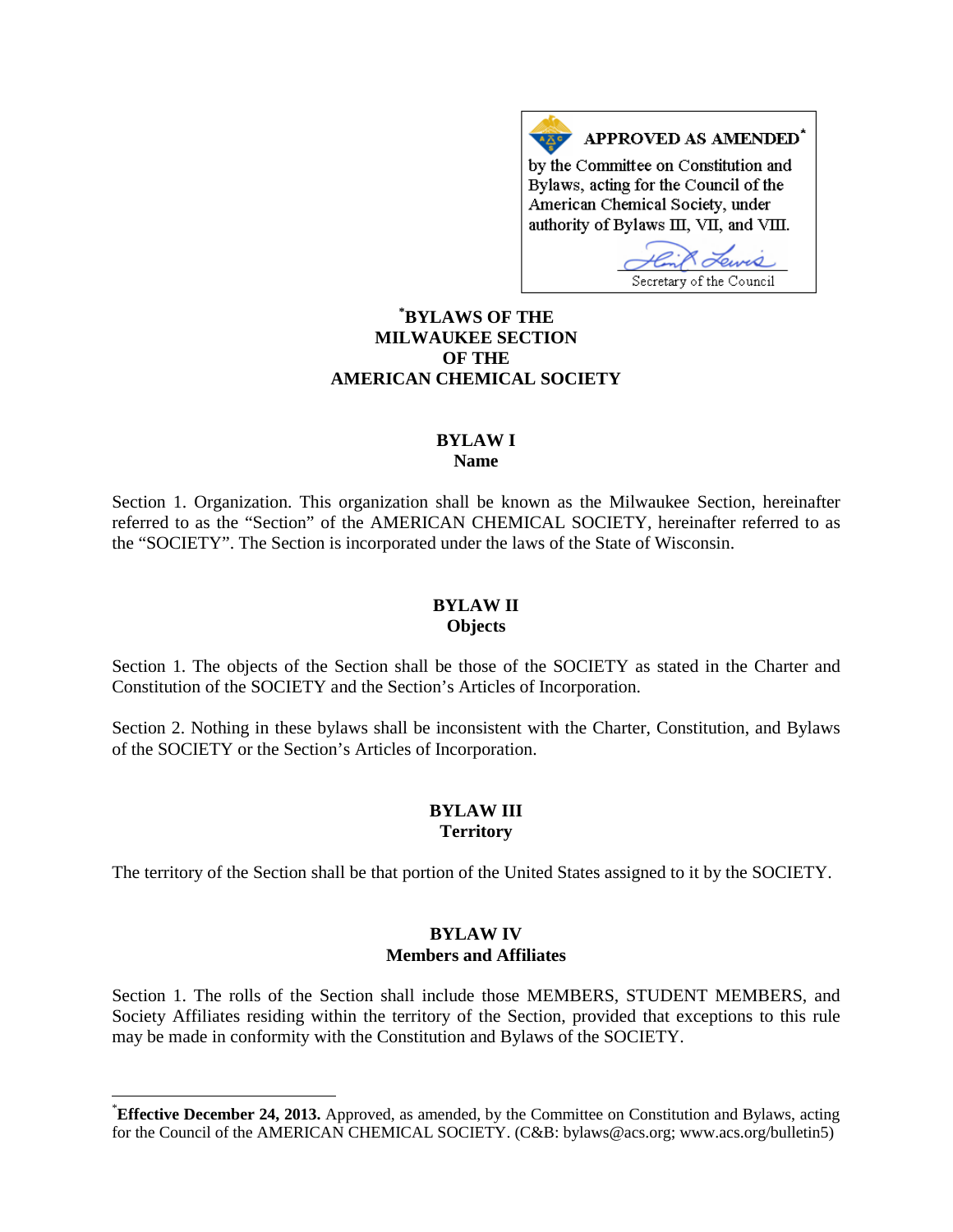**APPROVED AS AMENDED***

by the Committee on Constitution and Bylaws, acting for the Council of the American Chemical Society, under authority of Bylaws III, VII, and VIII.

Secretary of the Council

# *BYLAWS OF THE MILWAUKEE SECTION OF THE AMERICAN CHEMICAL SOCIETY

## BYLAW I
**Name**

Section 1. Organization. This organization shall be known as the Milwaukee Section, hereinafter referred to as the "Section" of the AMERICAN CHEMICAL SOCIETY, hereinafter referred to as the "SOCIETY". The Section is incorporated under the laws of the State of Wisconsin.

## BYLAW II
**Objects**

Section 1. The objects of the Section shall be those of the SOCIETY as stated in the Charter and Constitution of the SOCIETY and the Section's Articles of Incorporation.

Section 2. Nothing in these bylaws shall be inconsistent with the Charter, Constitution, and Bylaws of the SOCIETY or the Section's Articles of Incorporation.

## BYLAW III
**Territory**

The territory of the Section shall be that portion of the United States assigned to it by the SOCIETY.

## BYLAW IV
**Members and Affiliates**

Section 1. The rolls of the Section shall include those MEMBERS, STUDENT MEMBERS, and Society Affiliates residing within the territory of the Section, provided that exceptions to this rule may be made in conformity with the Constitution and Bylaws of the SOCIETY.

---

***Effective December 24, 2013.** Approved, as amended, by the Committee on Constitution and Bylaws, acting for the Council of the AMERICAN CHEMICAL SOCIETY. (C&B: bylaws@acs.org; www.acs.org/bulletin5)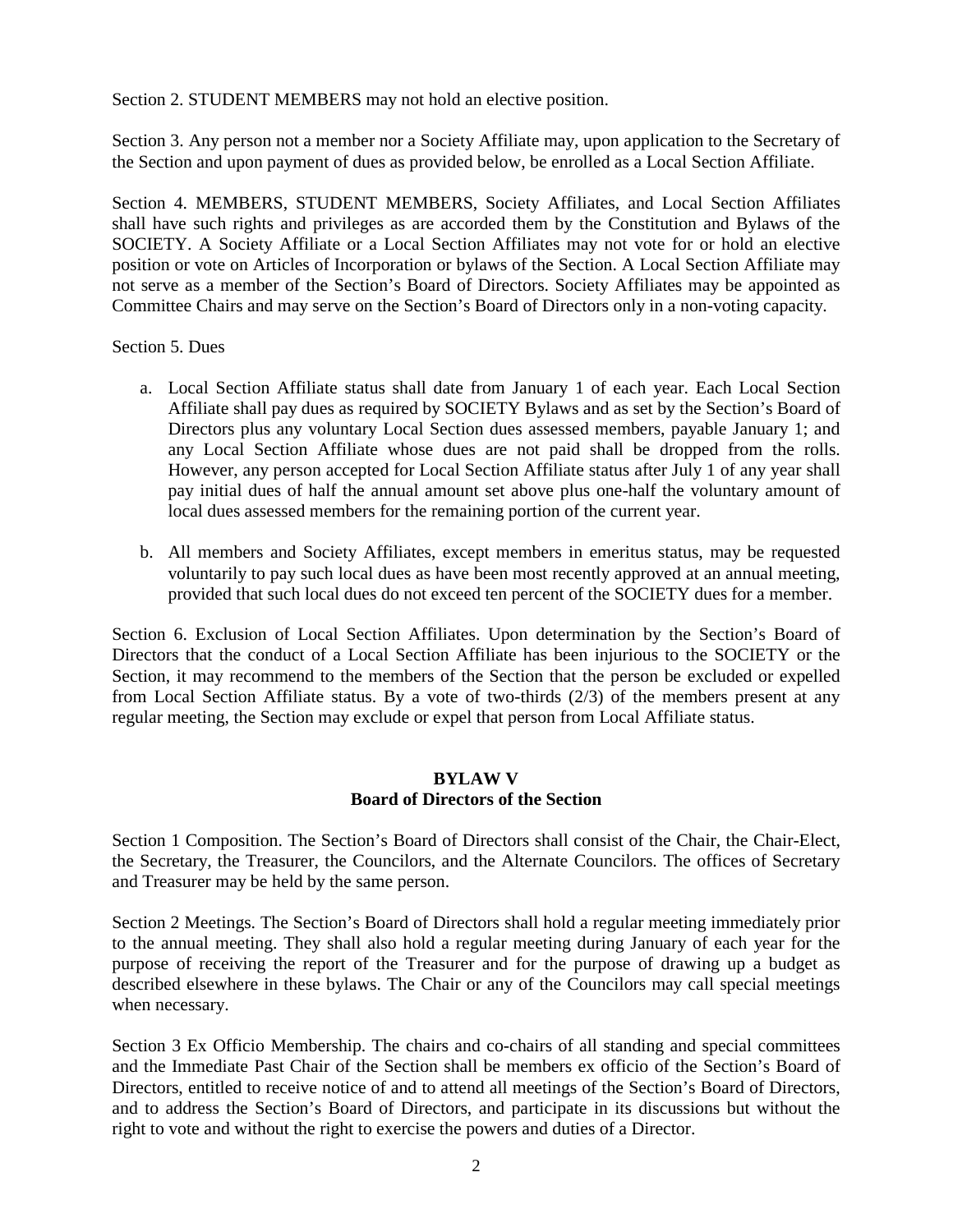Section 2. STUDENT MEMBERS may not hold an elective position.

Section 3. Any person not a member nor a Society Affiliate may, upon application to the Secretary of the Section and upon payment of dues as provided below, be enrolled as a Local Section Affiliate.

Section 4. MEMBERS, STUDENT MEMBERS, Society Affiliates, and Local Section Affiliates shall have such rights and privileges as are accorded them by the Constitution and Bylaws of the SOCIETY. A Society Affiliate or a Local Section Affiliates may not vote for or hold an elective position or vote on Articles of Incorporation or bylaws of the Section. A Local Section Affiliate may not serve as a member of the Section's Board of Directors. Society Affiliates may be appointed as Committee Chairs and may serve on the Section's Board of Directors only in a non-voting capacity.

Section 5. Dues

a. Local Section Affiliate status shall date from January 1 of each year. Each Local Section Affiliate shall pay dues as required by SOCIETY Bylaws and as set by the Section's Board of Directors plus any voluntary Local Section dues assessed members, payable January 1; and any Local Section Affiliate whose dues are not paid shall be dropped from the rolls. However, any person accepted for Local Section Affiliate status after July 1 of any year shall pay initial dues of half the annual amount set above plus one-half the voluntary amount of local dues assessed members for the remaining portion of the current year.

b. All members and Society Affiliates, except members in emeritus status, may be requested voluntarily to pay such local dues as have been most recently approved at an annual meeting, provided that such local dues do not exceed ten percent of the SOCIETY dues for a member.

Section 6. Exclusion of Local Section Affiliates. Upon determination by the Section's Board of Directors that the conduct of a Local Section Affiliate has been injurious to the SOCIETY or the Section, it may recommend to the members of the Section that the person be excluded or expelled from Local Section Affiliate status. By a vote of two-thirds (2/3) of the members present at any regular meeting, the Section may exclude or expel that person from Local Affiliate status.

## BYLAW V
## Board of Directors of the Section

Section 1 Composition. The Section's Board of Directors shall consist of the Chair, the Chair-Elect, the Secretary, the Treasurer, the Councilors, and the Alternate Councilors. The offices of Secretary and Treasurer may be held by the same person.

Section 2 Meetings. The Section's Board of Directors shall hold a regular meeting immediately prior to the annual meeting. They shall also hold a regular meeting during January of each year for the purpose of receiving the report of the Treasurer and for the purpose of drawing up a budget as described elsewhere in these bylaws. The Chair or any of the Councilors may call special meetings when necessary.

Section 3 Ex Officio Membership. The chairs and co-chairs of all standing and special committees and the Immediate Past Chair of the Section shall be members ex officio of the Section's Board of Directors, entitled to receive notice of and to attend all meetings of the Section's Board of Directors, and to address the Section's Board of Directors, and participate in its discussions but without the right to vote and without the right to exercise the powers and duties of a Director.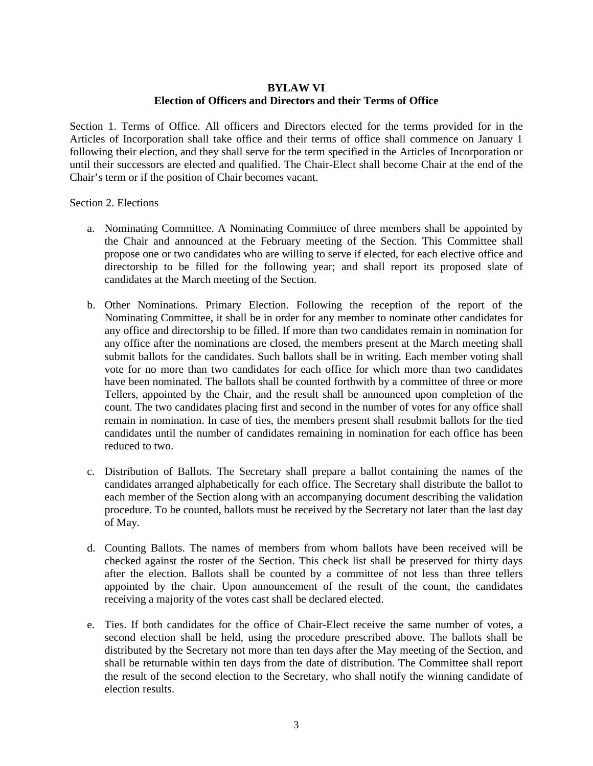# BYLAW VI
## Election of Officers and Directors and their Terms of Office

Section 1. Terms of Office. All officers and Directors elected for the terms provided for in the Articles of Incorporation shall take office and their terms of office shall commence on January 1 following their election, and they shall serve for the term specified in the Articles of Incorporation or until their successors are elected and qualified. The Chair-Elect shall become Chair at the end of the Chair's term or if the position of Chair becomes vacant.

Section 2. Elections

a. Nominating Committee. A Nominating Committee of three members shall be appointed by the Chair and announced at the February meeting of the Section. This Committee shall propose one or two candidates who are willing to serve if elected, for each elective office and directorship to be filled for the following year; and shall report its proposed slate of candidates at the March meeting of the Section.

b. Other Nominations. Primary Election. Following the reception of the report of the Nominating Committee, it shall be in order for any member to nominate other candidates for any office and directorship to be filled. If more than two candidates remain in nomination for any office after the nominations are closed, the members present at the March meeting shall submit ballots for the candidates. Such ballots shall be in writing. Each member voting shall vote for no more than two candidates for each office for which more than two candidates have been nominated. The ballots shall be counted forthwith by a committee of three or more Tellers, appointed by the Chair, and the result shall be announced upon completion of the count. The two candidates placing first and second in the number of votes for any office shall remain in nomination. In case of ties, the members present shall resubmit ballots for the tied candidates until the number of candidates remaining in nomination for each office has been reduced to two.

c. Distribution of Ballots. The Secretary shall prepare a ballot containing the names of the candidates arranged alphabetically for each office. The Secretary shall distribute the ballot to each member of the Section along with an accompanying document describing the validation procedure. To be counted, ballots must be received by the Secretary not later than the last day of May.

d. Counting Ballots. The names of members from whom ballots have been received will be checked against the roster of the Section. This check list shall be preserved for thirty days after the election. Ballots shall be counted by a committee of not less than three tellers appointed by the chair. Upon announcement of the result of the count, the candidates receiving a majority of the votes cast shall be declared elected.

e. Ties. If both candidates for the office of Chair-Elect receive the same number of votes, a second election shall be held, using the procedure prescribed above. The ballots shall be distributed by the Secretary not more than ten days after the May meeting of the Section, and shall be returnable within ten days from the date of distribution. The Committee shall report the result of the second election to the Secretary, who shall notify the winning candidate of election results.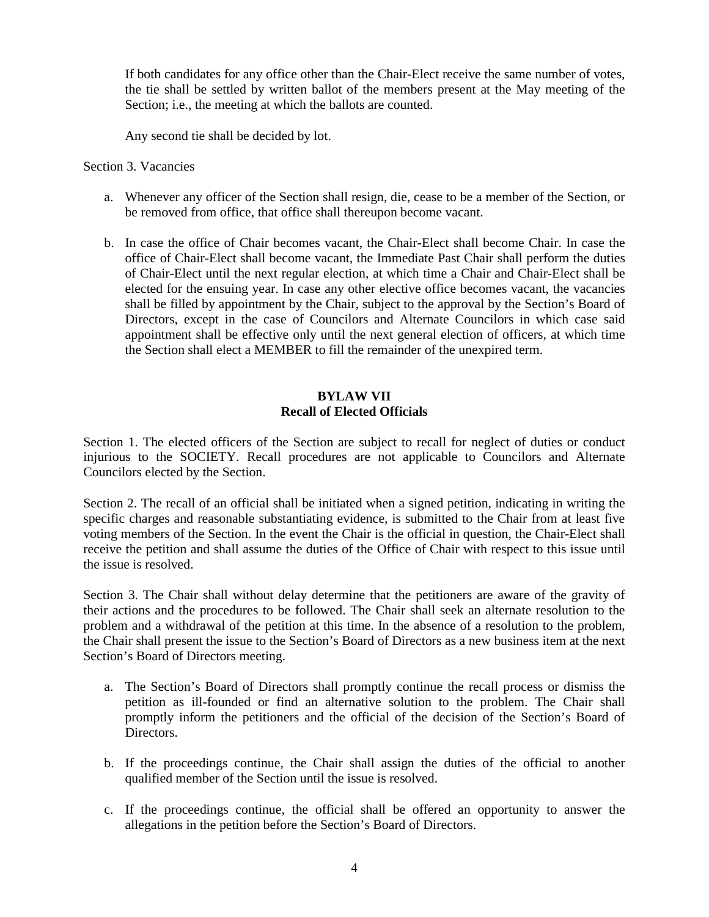If both candidates for any office other than the Chair-Elect receive the same number of votes, the tie shall be settled by written ballot of the members present at the May meeting of the Section; i.e., the meeting at which the ballots are counted.

Any second tie shall be decided by lot.

Section 3. Vacancies

a. Whenever any officer of the Section shall resign, die, cease to be a member of the Section, or be removed from office, that office shall thereupon become vacant.

b. In case the office of Chair becomes vacant, the Chair-Elect shall become Chair. In case the office of Chair-Elect shall become vacant, the Immediate Past Chair shall perform the duties of Chair-Elect until the next regular election, at which time a Chair and Chair-Elect shall be elected for the ensuing year. In case any other elective office becomes vacant, the vacancies shall be filled by appointment by the Chair, subject to the approval by the Section's Board of Directors, except in the case of Councilors and Alternate Councilors in which case said appointment shall be effective only until the next general election of officers, at which time the Section shall elect a MEMBER to fill the remainder of the unexpired term.

## BYLAW VII
## Recall of Elected Officials

Section 1. The elected officers of the Section are subject to recall for neglect of duties or conduct injurious to the SOCIETY. Recall procedures are not applicable to Councilors and Alternate Councilors elected by the Section.

Section 2. The recall of an official shall be initiated when a signed petition, indicating in writing the specific charges and reasonable substantiating evidence, is submitted to the Chair from at least five voting members of the Section. In the event the Chair is the official in question, the Chair-Elect shall receive the petition and shall assume the duties of the Office of Chair with respect to this issue until the issue is resolved.

Section 3. The Chair shall without delay determine that the petitioners are aware of the gravity of their actions and the procedures to be followed. The Chair shall seek an alternate resolution to the problem and a withdrawal of the petition at this time. In the absence of a resolution to the problem, the Chair shall present the issue to the Section's Board of Directors as a new business item at the next Section's Board of Directors meeting.

a. The Section's Board of Directors shall promptly continue the recall process or dismiss the petition as ill-founded or find an alternative solution to the problem. The Chair shall promptly inform the petitioners and the official of the decision of the Section's Board of Directors.

b. If the proceedings continue, the Chair shall assign the duties of the official to another qualified member of the Section until the issue is resolved.

c. If the proceedings continue, the official shall be offered an opportunity to answer the allegations in the petition before the Section's Board of Directors.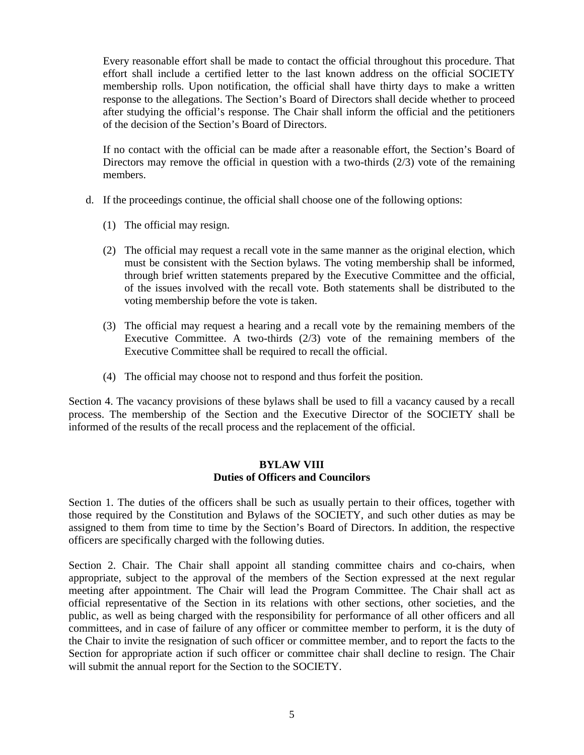Every reasonable effort shall be made to contact the official throughout this procedure. That effort shall include a certified letter to the last known address on the official SOCIETY membership rolls. Upon notification, the official shall have thirty days to make a written response to the allegations. The Section's Board of Directors shall decide whether to proceed after studying the official's response. The Chair shall inform the official and the petitioners of the decision of the Section's Board of Directors.

If no contact with the official can be made after a reasonable effort, the Section's Board of Directors may remove the official in question with a two-thirds (2/3) vote of the remaining members.

d. If the proceedings continue, the official shall choose one of the following options:

   (1) The official may resign.

   (2) The official may request a recall vote in the same manner as the original election, which must be consistent with the Section bylaws. The voting membership shall be informed, through brief written statements prepared by the Executive Committee and the official, of the issues involved with the recall vote. Both statements shall be distributed to the voting membership before the vote is taken.

   (3) The official may request a hearing and a recall vote by the remaining members of the Executive Committee. A two-thirds (2/3) vote of the remaining members of the Executive Committee shall be required to recall the official.

   (4) The official may choose not to respond and thus forfeit the position.

Section 4. The vacancy provisions of these bylaws shall be used to fill a vacancy caused by a recall process. The membership of the Section and the Executive Director of the SOCIETY shall be informed of the results of the recall process and the replacement of the official.

## BYLAW VIII
## Duties of Officers and Councilors

Section 1. The duties of the officers shall be such as usually pertain to their offices, together with those required by the Constitution and Bylaws of the SOCIETY, and such other duties as may be assigned to them from time to time by the Section's Board of Directors. In addition, the respective officers are specifically charged with the following duties.

Section 2. Chair. The Chair shall appoint all standing committee chairs and co-chairs, when appropriate, subject to the approval of the members of the Section expressed at the next regular meeting after appointment. The Chair will lead the Program Committee. The Chair shall act as official representative of the Section in its relations with other sections, other societies, and the public, as well as being charged with the responsibility for performance of all other officers and all committees, and in case of failure of any officer or committee member to perform, it is the duty of the Chair to invite the resignation of such officer or committee member, and to report the facts to the Section for appropriate action if such officer or committee chair shall decline to resign. The Chair will submit the annual report for the Section to the SOCIETY.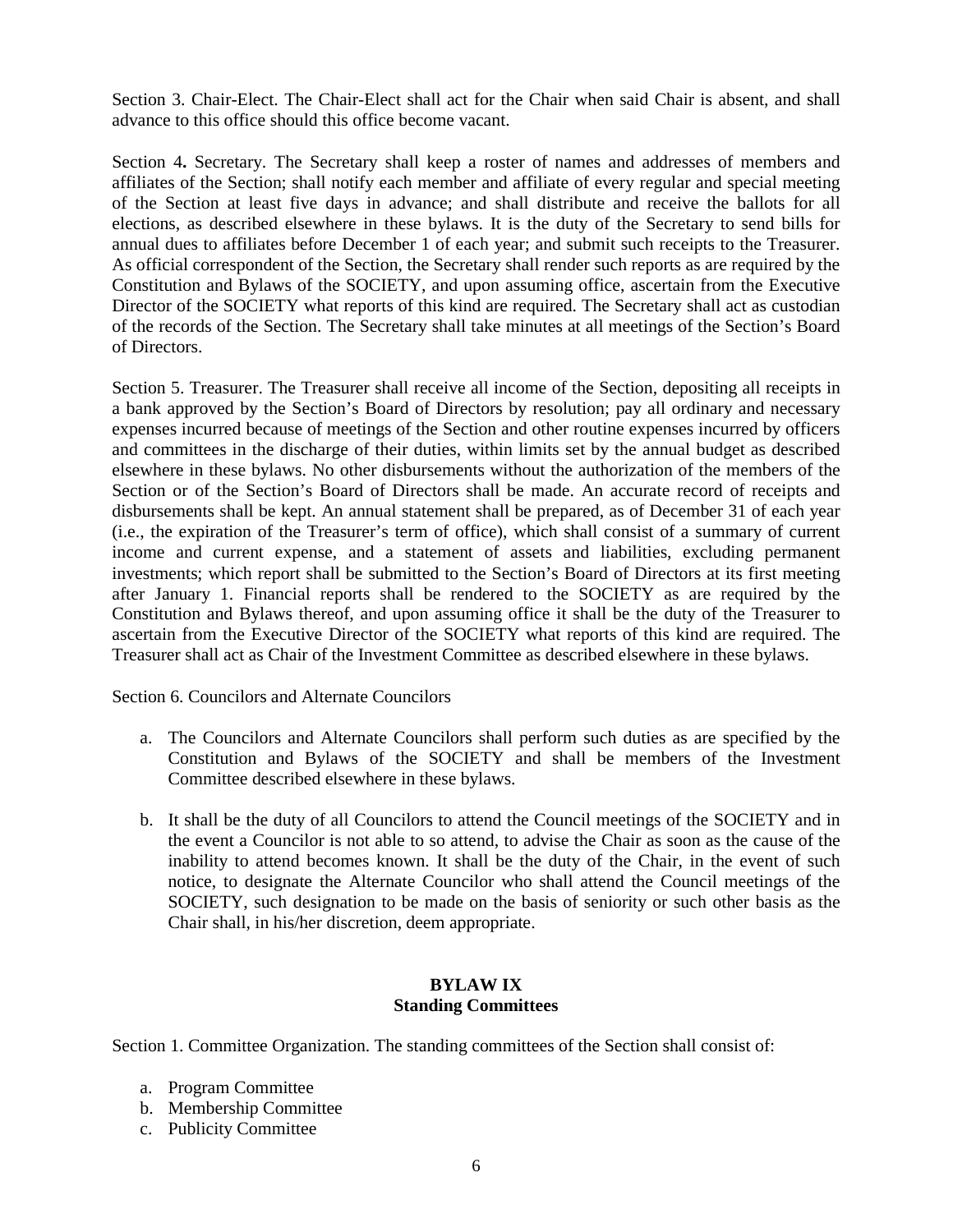Section 3. Chair-Elect. The Chair-Elect shall act for the Chair when said Chair is absent, and shall advance to this office should this office become vacant.

Section 4**.** Secretary. The Secretary shall keep a roster of names and addresses of members and affiliates of the Section; shall notify each member and affiliate of every regular and special meeting of the Section at least five days in advance; and shall distribute and receive the ballots for all elections, as described elsewhere in these bylaws. It is the duty of the Secretary to send bills for annual dues to affiliates before December 1 of each year; and submit such receipts to the Treasurer. As official correspondent of the Section, the Secretary shall render such reports as are required by the Constitution and Bylaws of the SOCIETY, and upon assuming office, ascertain from the Executive Director of the SOCIETY what reports of this kind are required. The Secretary shall act as custodian of the records of the Section. The Secretary shall take minutes at all meetings of the Section's Board of Directors.

Section 5. Treasurer. The Treasurer shall receive all income of the Section, depositing all receipts in a bank approved by the Section's Board of Directors by resolution; pay all ordinary and necessary expenses incurred because of meetings of the Section and other routine expenses incurred by officers and committees in the discharge of their duties, within limits set by the annual budget as described elsewhere in these bylaws. No other disbursements without the authorization of the members of the Section or of the Section's Board of Directors shall be made. An accurate record of receipts and disbursements shall be kept. An annual statement shall be prepared, as of December 31 of each year (i.e., the expiration of the Treasurer's term of office), which shall consist of a summary of current income and current expense, and a statement of assets and liabilities, excluding permanent investments; which report shall be submitted to the Section's Board of Directors at its first meeting after January 1. Financial reports shall be rendered to the SOCIETY as are required by the Constitution and Bylaws thereof, and upon assuming office it shall be the duty of the Treasurer to ascertain from the Executive Director of the SOCIETY what reports of this kind are required. The Treasurer shall act as Chair of the Investment Committee as described elsewhere in these bylaws.

Section 6. Councilors and Alternate Councilors

a. The Councilors and Alternate Councilors shall perform such duties as are specified by the Constitution and Bylaws of the SOCIETY and shall be members of the Investment Committee described elsewhere in these bylaws.

b. It shall be the duty of all Councilors to attend the Council meetings of the SOCIETY and in the event a Councilor is not able to so attend, to advise the Chair as soon as the cause of the inability to attend becomes known. It shall be the duty of the Chair, in the event of such notice, to designate the Alternate Councilor who shall attend the Council meetings of the SOCIETY, such designation to be made on the basis of seniority or such other basis as the Chair shall, in his/her discretion, deem appropriate.

## BYLAW IX
## Standing Committees

Section 1. Committee Organization. The standing committees of the Section shall consist of:

a. Program Committee
b. Membership Committee
c. Publicity Committee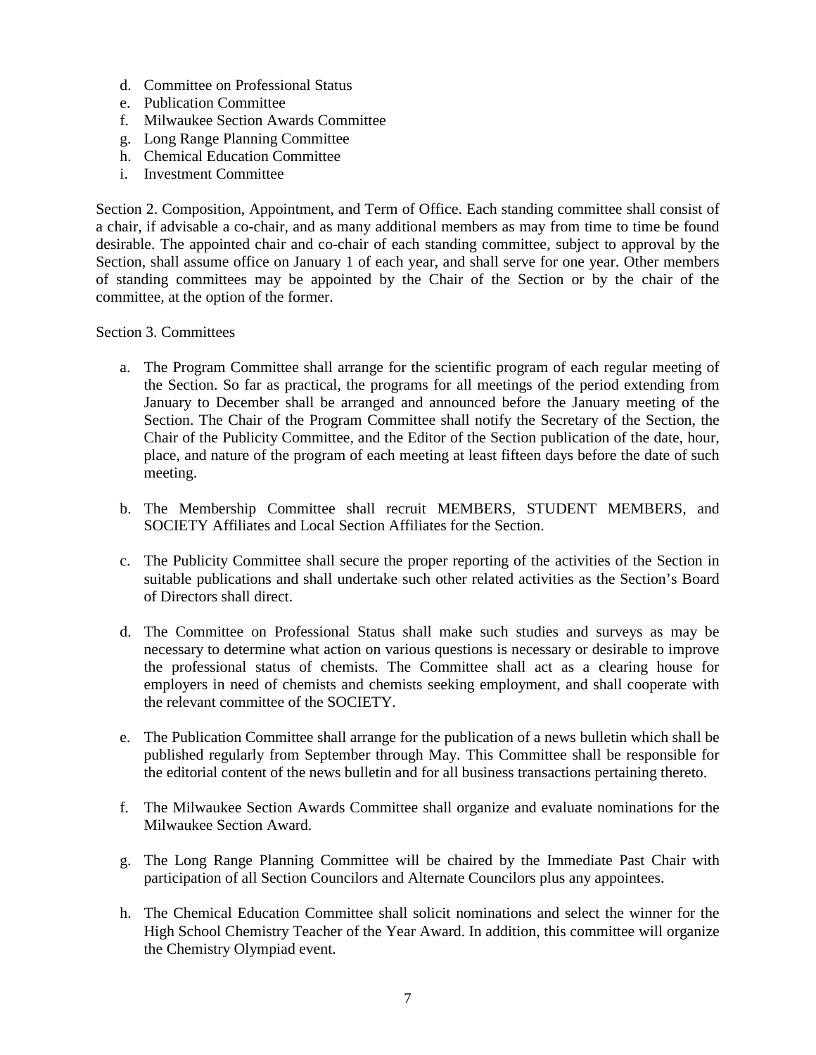d. Committee on Professional Status
e. Publication Committee
f. Milwaukee Section Awards Committee
g. Long Range Planning Committee
h. Chemical Education Committee
i. Investment Committee

Section 2. Composition, Appointment, and Term of Office. Each standing committee shall consist of a chair, if advisable a co-chair, and as many additional members as may from time to time be found desirable. The appointed chair and co-chair of each standing committee, subject to approval by the Section, shall assume office on January 1 of each year, and shall serve for one year. Other members of standing committees may be appointed by the Chair of the Section or by the chair of the committee, at the option of the former.

Section 3. Committees

a. The Program Committee shall arrange for the scientific program of each regular meeting of the Section. So far as practical, the programs for all meetings of the period extending from January to December shall be arranged and announced before the January meeting of the Section. The Chair of the Program Committee shall notify the Secretary of the Section, the Chair of the Publicity Committee, and the Editor of the Section publication of the date, hour, place, and nature of the program of each meeting at least fifteen days before the date of such meeting.

b. The Membership Committee shall recruit MEMBERS, STUDENT MEMBERS, and SOCIETY Affiliates and Local Section Affiliates for the Section.

c. The Publicity Committee shall secure the proper reporting of the activities of the Section in suitable publications and shall undertake such other related activities as the Section's Board of Directors shall direct.

d. The Committee on Professional Status shall make such studies and surveys as may be necessary to determine what action on various questions is necessary or desirable to improve the professional status of chemists. The Committee shall act as a clearing house for employers in need of chemists and chemists seeking employment, and shall cooperate with the relevant committee of the SOCIETY.

e. The Publication Committee shall arrange for the publication of a news bulletin which shall be published regularly from September through May. This Committee shall be responsible for the editorial content of the news bulletin and for all business transactions pertaining thereto.

f. The Milwaukee Section Awards Committee shall organize and evaluate nominations for the Milwaukee Section Award.

g. The Long Range Planning Committee will be chaired by the Immediate Past Chair with participation of all Section Councilors and Alternate Councilors plus any appointees.

h. The Chemical Education Committee shall solicit nominations and select the winner for the High School Chemistry Teacher of the Year Award. In addition, this committee will organize the Chemistry Olympiad event.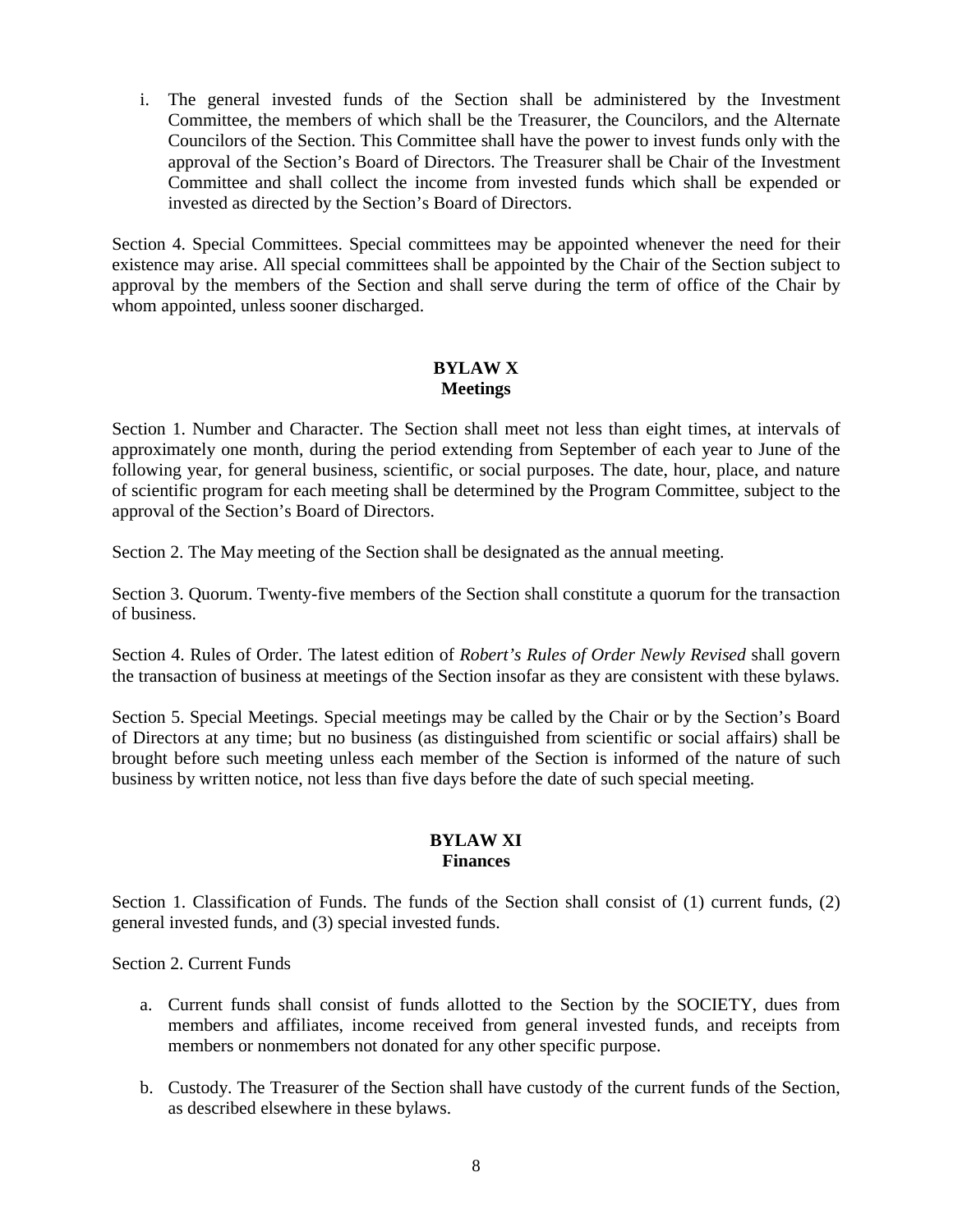i. The general invested funds of the Section shall be administered by the Investment Committee, the members of which shall be the Treasurer, the Councilors, and the Alternate Councilors of the Section. This Committee shall have the power to invest funds only with the approval of the Section's Board of Directors. The Treasurer shall be Chair of the Investment Committee and shall collect the income from invested funds which shall be expended or invested as directed by the Section's Board of Directors.

Section 4. Special Committees. Special committees may be appointed whenever the need for their existence may arise. All special committees shall be appointed by the Chair of the Section subject to approval by the members of the Section and shall serve during the term of office of the Chair by whom appointed, unless sooner discharged.

## BYLAW X
## Meetings

Section 1. Number and Character. The Section shall meet not less than eight times, at intervals of approximately one month, during the period extending from September of each year to June of the following year, for general business, scientific, or social purposes. The date, hour, place, and nature of scientific program for each meeting shall be determined by the Program Committee, subject to the approval of the Section's Board of Directors.

Section 2. The May meeting of the Section shall be designated as the annual meeting.

Section 3. Quorum. Twenty-five members of the Section shall constitute a quorum for the transaction of business.

Section 4. Rules of Order. The latest edition of *Robert's Rules of Order Newly Revised* shall govern the transaction of business at meetings of the Section insofar as they are consistent with these bylaws.

Section 5. Special Meetings. Special meetings may be called by the Chair or by the Section's Board of Directors at any time; but no business (as distinguished from scientific or social affairs) shall be brought before such meeting unless each member of the Section is informed of the nature of such business by written notice, not less than five days before the date of such special meeting.

## BYLAW XI
## Finances

Section 1. Classification of Funds. The funds of the Section shall consist of (1) current funds, (2) general invested funds, and (3) special invested funds.

Section 2. Current Funds

a. Current funds shall consist of funds allotted to the Section by the SOCIETY, dues from members and affiliates, income received from general invested funds, and receipts from members or nonmembers not donated for any other specific purpose.

b. Custody. The Treasurer of the Section shall have custody of the current funds of the Section, as described elsewhere in these bylaws.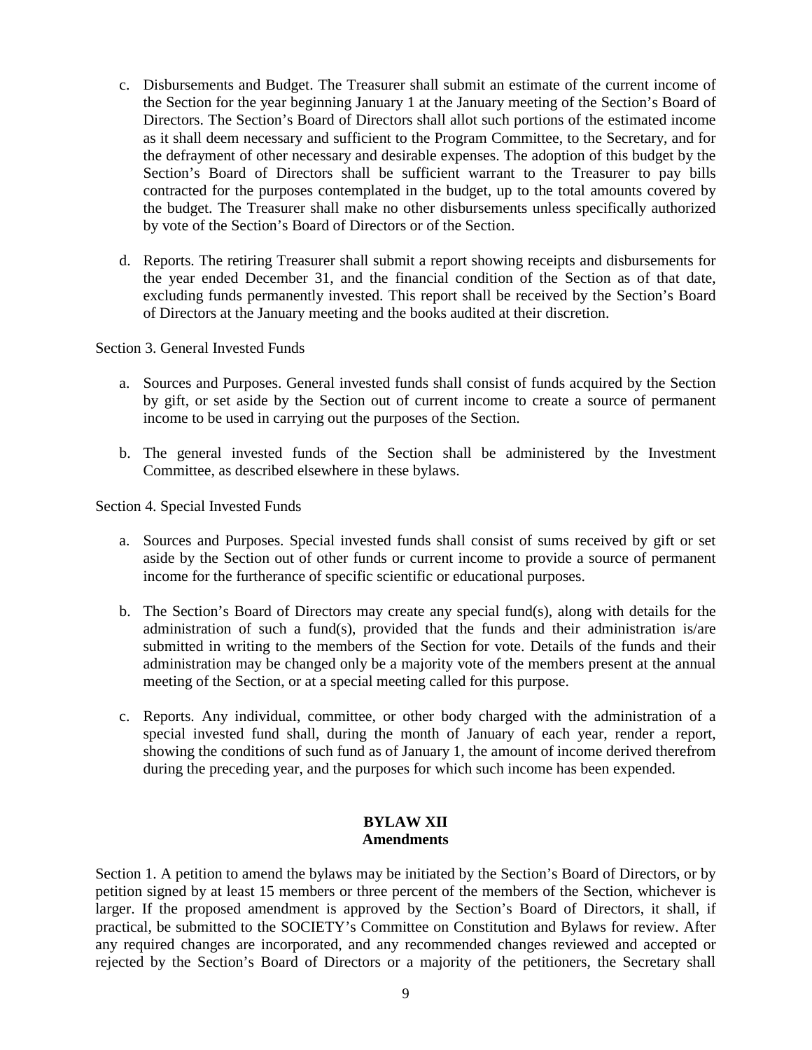c. Disbursements and Budget. The Treasurer shall submit an estimate of the current income of the Section for the year beginning January 1 at the January meeting of the Section's Board of Directors. The Section's Board of Directors shall allot such portions of the estimated income as it shall deem necessary and sufficient to the Program Committee, to the Secretary, and for the defrayment of other necessary and desirable expenses. The adoption of this budget by the Section's Board of Directors shall be sufficient warrant to the Treasurer to pay bills contracted for the purposes contemplated in the budget, up to the total amounts covered by the budget. The Treasurer shall make no other disbursements unless specifically authorized by vote of the Section's Board of Directors or of the Section.

d. Reports. The retiring Treasurer shall submit a report showing receipts and disbursements for the year ended December 31, and the financial condition of the Section as of that date, excluding funds permanently invested. This report shall be received by the Section's Board of Directors at the January meeting and the books audited at their discretion.

Section 3. General Invested Funds

a. Sources and Purposes. General invested funds shall consist of funds acquired by the Section by gift, or set aside by the Section out of current income to create a source of permanent income to be used in carrying out the purposes of the Section.

b. The general invested funds of the Section shall be administered by the Investment Committee, as described elsewhere in these bylaws.

Section 4. Special Invested Funds

a. Sources and Purposes. Special invested funds shall consist of sums received by gift or set aside by the Section out of other funds or current income to provide a source of permanent income for the furtherance of specific scientific or educational purposes.

b. The Section's Board of Directors may create any special fund(s), along with details for the administration of such a fund(s), provided that the funds and their administration is/are submitted in writing to the members of the Section for vote. Details of the funds and their administration may be changed only be a majority vote of the members present at the annual meeting of the Section, or at a special meeting called for this purpose.

c. Reports. Any individual, committee, or other body charged with the administration of a special invested fund shall, during the month of January of each year, render a report, showing the conditions of such fund as of January 1, the amount of income derived therefrom during the preceding year, and the purposes for which such income has been expended.

## BYLAW XII
## Amendments

Section 1. A petition to amend the bylaws may be initiated by the Section's Board of Directors, or by petition signed by at least 15 members or three percent of the members of the Section, whichever is larger. If the proposed amendment is approved by the Section's Board of Directors, it shall, if practical, be submitted to the SOCIETY's Committee on Constitution and Bylaws for review. After any required changes are incorporated, and any recommended changes reviewed and accepted or rejected by the Section's Board of Directors or a majority of the petitioners, the Secretary shall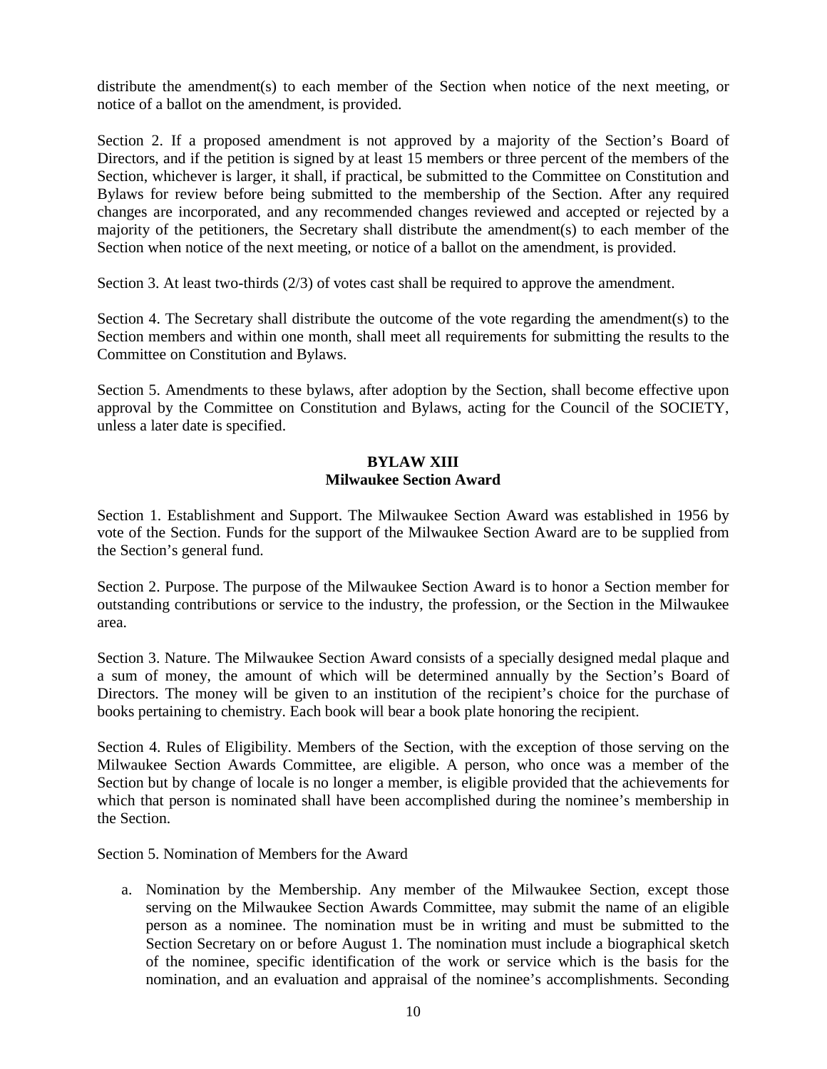distribute the amendment(s) to each member of the Section when notice of the next meeting, or notice of a ballot on the amendment, is provided.

Section 2. If a proposed amendment is not approved by a majority of the Section's Board of Directors, and if the petition is signed by at least 15 members or three percent of the members of the Section, whichever is larger, it shall, if practical, be submitted to the Committee on Constitution and Bylaws for review before being submitted to the membership of the Section. After any required changes are incorporated, and any recommended changes reviewed and accepted or rejected by a majority of the petitioners, the Secretary shall distribute the amendment(s) to each member of the Section when notice of the next meeting, or notice of a ballot on the amendment, is provided.

Section 3. At least two-thirds (2/3) of votes cast shall be required to approve the amendment.

Section 4. The Secretary shall distribute the outcome of the vote regarding the amendment(s) to the Section members and within one month, shall meet all requirements for submitting the results to the Committee on Constitution and Bylaws.

Section 5. Amendments to these bylaws, after adoption by the Section, shall become effective upon approval by the Committee on Constitution and Bylaws, acting for the Council of the SOCIETY, unless a later date is specified.

## BYLAW XIII
## Milwaukee Section Award

Section 1. Establishment and Support. The Milwaukee Section Award was established in 1956 by vote of the Section. Funds for the support of the Milwaukee Section Award are to be supplied from the Section's general fund.

Section 2. Purpose. The purpose of the Milwaukee Section Award is to honor a Section member for outstanding contributions or service to the industry, the profession, or the Section in the Milwaukee area.

Section 3. Nature. The Milwaukee Section Award consists of a specially designed medal plaque and a sum of money, the amount of which will be determined annually by the Section's Board of Directors. The money will be given to an institution of the recipient's choice for the purchase of books pertaining to chemistry. Each book will bear a book plate honoring the recipient.

Section 4. Rules of Eligibility. Members of the Section, with the exception of those serving on the Milwaukee Section Awards Committee, are eligible. A person, who once was a member of the Section but by change of locale is no longer a member, is eligible provided that the achievements for which that person is nominated shall have been accomplished during the nominee's membership in the Section.

Section 5. Nomination of Members for the Award

a. Nomination by the Membership. Any member of the Milwaukee Section, except those serving on the Milwaukee Section Awards Committee, may submit the name of an eligible person as a nominee. The nomination must be in writing and must be submitted to the Section Secretary on or before August 1. The nomination must include a biographical sketch of the nominee, specific identification of the work or service which is the basis for the nomination, and an evaluation and appraisal of the nominee's accomplishments. Seconding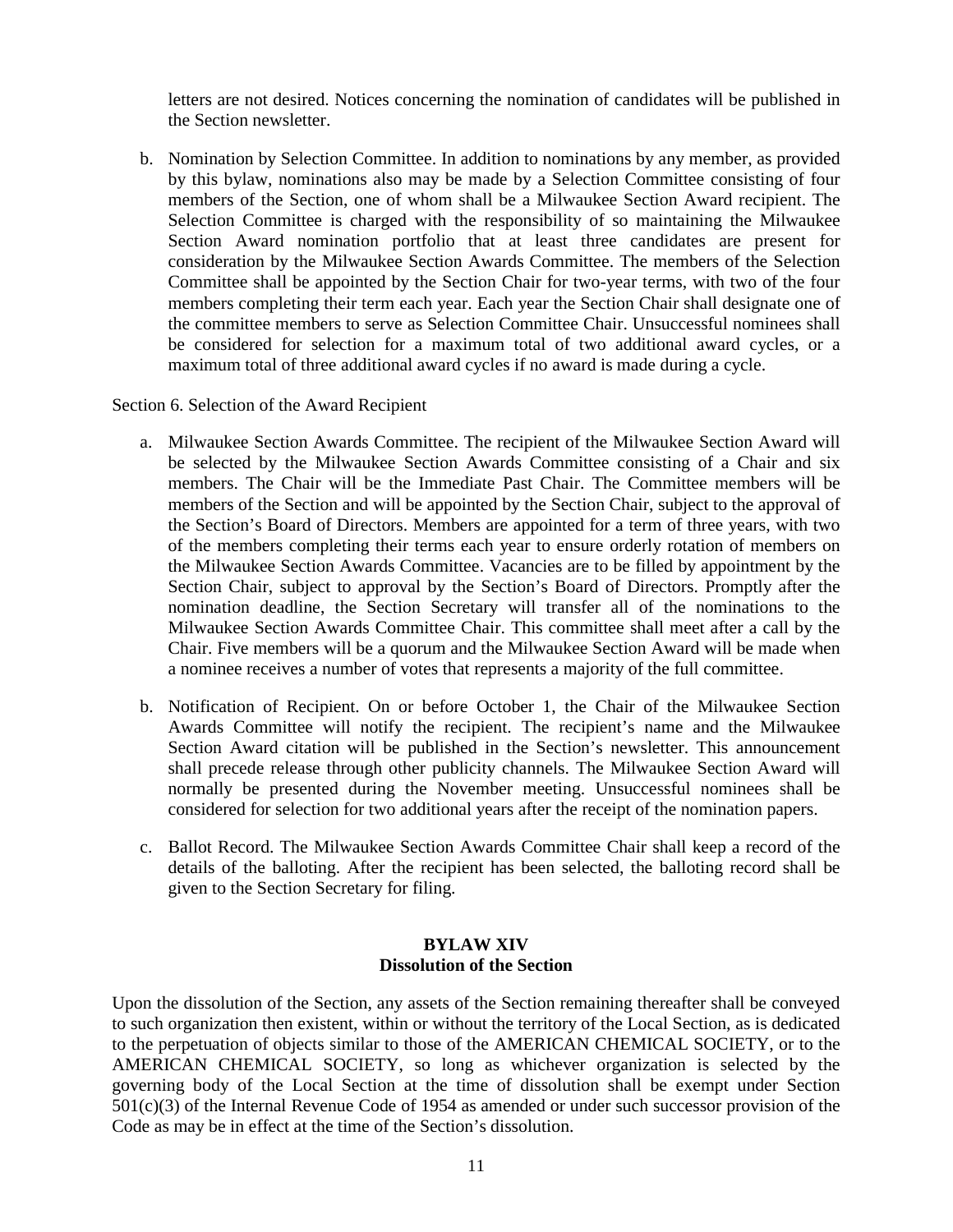letters are not desired. Notices concerning the nomination of candidates will be published in the Section newsletter.

b. Nomination by Selection Committee. In addition to nominations by any member, as provided by this bylaw, nominations also may be made by a Selection Committee consisting of four members of the Section, one of whom shall be a Milwaukee Section Award recipient. The Selection Committee is charged with the responsibility of so maintaining the Milwaukee Section Award nomination portfolio that at least three candidates are present for consideration by the Milwaukee Section Awards Committee. The members of the Selection Committee shall be appointed by the Section Chair for two-year terms, with two of the four members completing their term each year. Each year the Section Chair shall designate one of the committee members to serve as Selection Committee Chair. Unsuccessful nominees shall be considered for selection for a maximum total of two additional award cycles, or a maximum total of three additional award cycles if no award is made during a cycle.

Section 6. Selection of the Award Recipient

a. Milwaukee Section Awards Committee. The recipient of the Milwaukee Section Award will be selected by the Milwaukee Section Awards Committee consisting of a Chair and six members. The Chair will be the Immediate Past Chair. The Committee members will be members of the Section and will be appointed by the Section Chair, subject to the approval of the Section's Board of Directors. Members are appointed for a term of three years, with two of the members completing their terms each year to ensure orderly rotation of members on the Milwaukee Section Awards Committee. Vacancies are to be filled by appointment by the Section Chair, subject to approval by the Section's Board of Directors. Promptly after the nomination deadline, the Section Secretary will transfer all of the nominations to the Milwaukee Section Awards Committee Chair. This committee shall meet after a call by the Chair. Five members will be a quorum and the Milwaukee Section Award will be made when a nominee receives a number of votes that represents a majority of the full committee.

b. Notification of Recipient. On or before October 1, the Chair of the Milwaukee Section Awards Committee will notify the recipient. The recipient's name and the Milwaukee Section Award citation will be published in the Section's newsletter. This announcement shall precede release through other publicity channels. The Milwaukee Section Award will normally be presented during the November meeting. Unsuccessful nominees shall be considered for selection for two additional years after the receipt of the nomination papers.

c. Ballot Record. The Milwaukee Section Awards Committee Chair shall keep a record of the details of the balloting. After the recipient has been selected, the balloting record shall be given to the Section Secretary for filing.

## BYLAW XIV
## Dissolution of the Section

Upon the dissolution of the Section, any assets of the Section remaining thereafter shall be conveyed to such organization then existent, within or without the territory of the Local Section, as is dedicated to the perpetuation of objects similar to those of the AMERICAN CHEMICAL SOCIETY, or to the AMERICAN CHEMICAL SOCIETY, so long as whichever organization is selected by the governing body of the Local Section at the time of dissolution shall be exempt under Section 501(c)(3) of the Internal Revenue Code of 1954 as amended or under such successor provision of the Code as may be in effect at the time of the Section's dissolution.